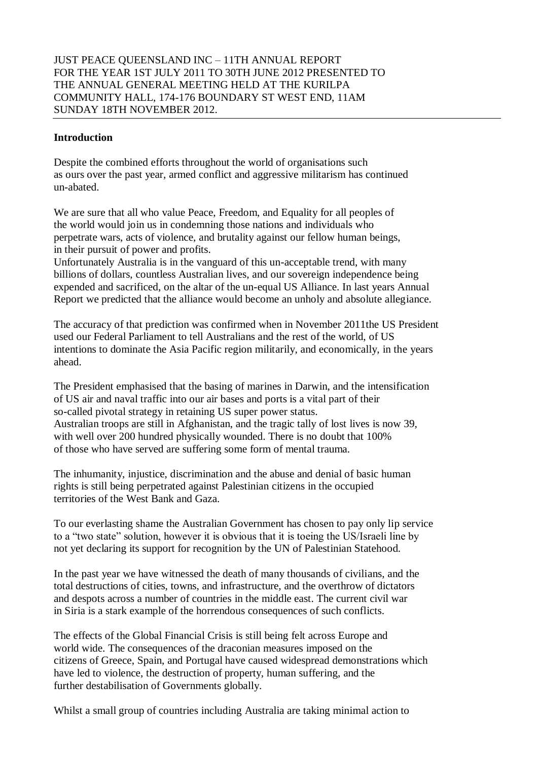JUST PEACE QUEENSLAND INC – 11TH ANNUAL REPORT FOR THE YEAR 1ST JULY 2011 TO 30TH JUNE 2012 PRESENTED TO THE ANNUAL GENERAL MEETING HELD AT THE KURILPA COMMUNITY HALL, 174-176 BOUNDARY ST WEST END, 11AM SUNDAY 18TH NOVEMBER 2012.

---

**Introduction**

Despite the combined efforts throughout the world of organisations such as ours over the past year, armed conflict and aggressive militarism has continued un-abated.

We are sure that all who value Peace, Freedom, and Equality for all peoples of the world would join us in condemning those nations and individuals who perpetrate wars, acts of violence, and brutality against our fellow human beings, in their pursuit of power and profits.
Unfortunately Australia is in the vanguard of this un-acceptable trend, with many billions of dollars, countless Australian lives, and our sovereign independence being expended and sacrificed, on the altar of the un-equal US Alliance. In last years Annual Report we predicted that the alliance would become an unholy and absolute allegiance.

The accuracy of that prediction was confirmed when in November 2011the US President used our Federal Parliament to tell Australians and the rest of the world, of US intentions to dominate the Asia Pacific region militarily, and economically, in the years ahead.

The President emphasised that the basing of marines in Darwin, and the intensification of US air and naval traffic into our air bases and ports is a vital part of their so-called pivotal strategy in retaining US super power status.
Australian troops are still in Afghanistan, and the tragic tally of lost lives is now 39, with well over 200 hundred physically wounded. There is no doubt that 100% of those who have served are suffering some form of mental trauma.

The inhumanity, injustice, discrimination and the abuse and denial of basic human rights is still being perpetrated against Palestinian citizens in the occupied territories of the West Bank and Gaza.

To our everlasting shame the Australian Government has chosen to pay only lip service to a "two state" solution, however it is obvious that it is toeing the US/Israeli line by not yet declaring its support for recognition by the UN of Palestinian Statehood.

In the past year we have witnessed the death of many thousands of civilians, and the total destructions of cities, towns, and infrastructure, and the overthrow of dictators and despots across a number of countries in the middle east. The current civil war in Siria is a stark example of the horrendous consequences of such conflicts.

The effects of the Global Financial Crisis is still being felt across Europe and world wide. The consequences of the draconian measures imposed on the citizens of Greece, Spain, and Portugal have caused widespread demonstrations which have led to violence, the destruction of property, human suffering, and the further destabilisation of Governments globally.

Whilst a small group of countries including Australia are taking minimal action to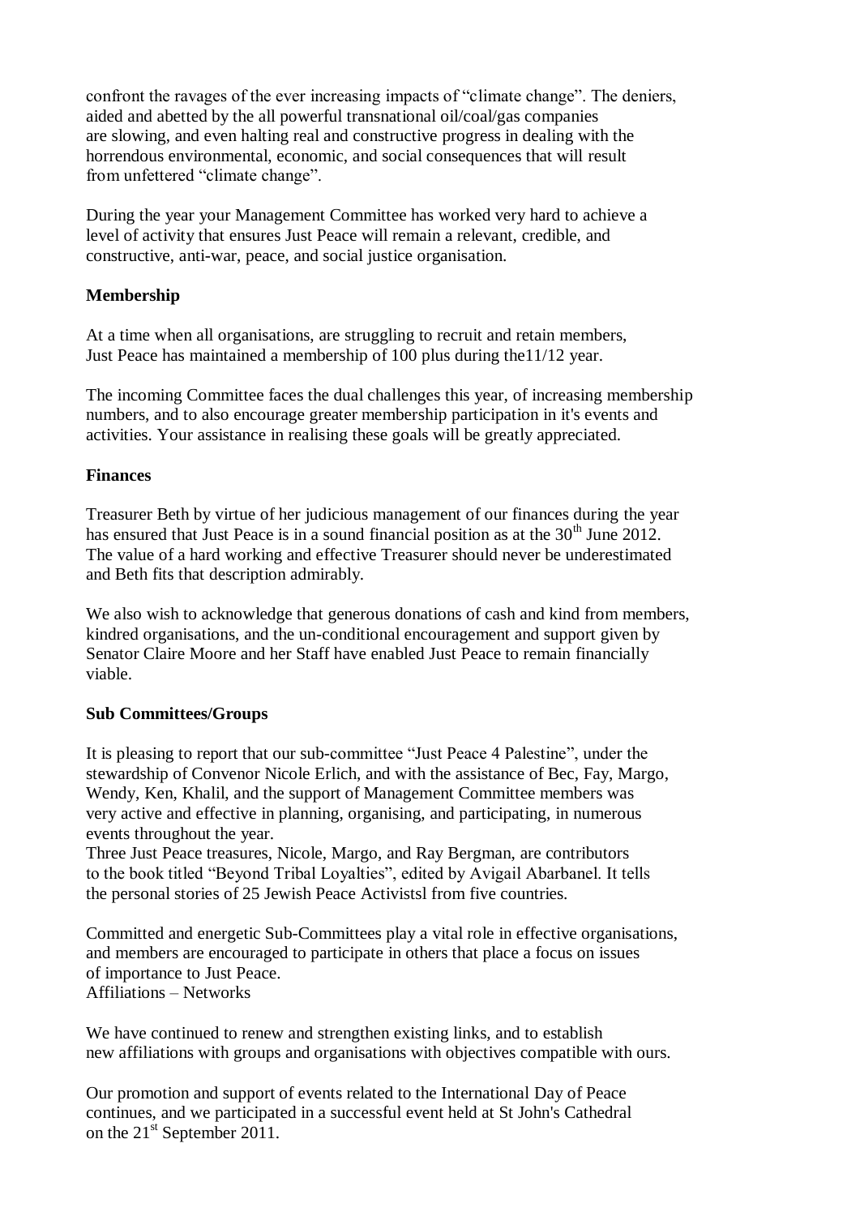confront the ravages of the ever increasing impacts of "climate change". The deniers, aided and abetted by the all powerful transnational oil/coal/gas companies are slowing, and even halting real and constructive progress in dealing with the horrendous environmental, economic, and social consequences that will result from unfettered "climate change".

During the year your Management Committee has worked very hard to achieve a level of activity that ensures Just Peace will remain a relevant, credible, and constructive, anti-war, peace, and social justice organisation.

**Membership**

At a time when all organisations, are struggling to recruit and retain members, Just Peace has maintained a membership of 100 plus during the11/12 year.

The incoming Committee faces the dual challenges this year, of increasing membership numbers, and to also encourage greater membership participation in it's events and activities. Your assistance in realising these goals will be greatly appreciated.

**Finances**

Treasurer Beth by virtue of her judicious management of our finances during the year has ensured that Just Peace is in a sound financial position as at the 30th June 2012. The value of a hard working and effective Treasurer should never be underestimated and Beth fits that description admirably.

We also wish to acknowledge that generous donations of cash and kind from members, kindred organisations, and the un-conditional encouragement and support given by Senator Claire Moore and her Staff have enabled Just Peace to remain financially viable.

**Sub Committees/Groups**

It is pleasing to report that our sub-committee "Just Peace 4 Palestine", under the stewardship of Convenor Nicole Erlich, and with the assistance of Bec, Fay, Margo, Wendy, Ken, Khalil, and the support of Management Committee members was very active and effective in planning, organising, and participating, in numerous events throughout the year.
Three Just Peace treasures, Nicole, Margo, and Ray Bergman, are contributors to the book titled "Beyond Tribal Loyalties", edited by Avigail Abarbanel. It tells the personal stories of 25 Jewish Peace Activistsl from five countries.

Committed and energetic Sub-Committees play a vital role in effective organisations, and members are encouraged to participate in others that place a focus on issues of importance to Just Peace.
Affiliations – Networks

We have continued to renew and strengthen existing links, and to establish new affiliations with groups and organisations with objectives compatible with ours.

Our promotion and support of events related to the International Day of Peace continues, and we participated in a successful event held at St John's Cathedral on the 21st September 2011.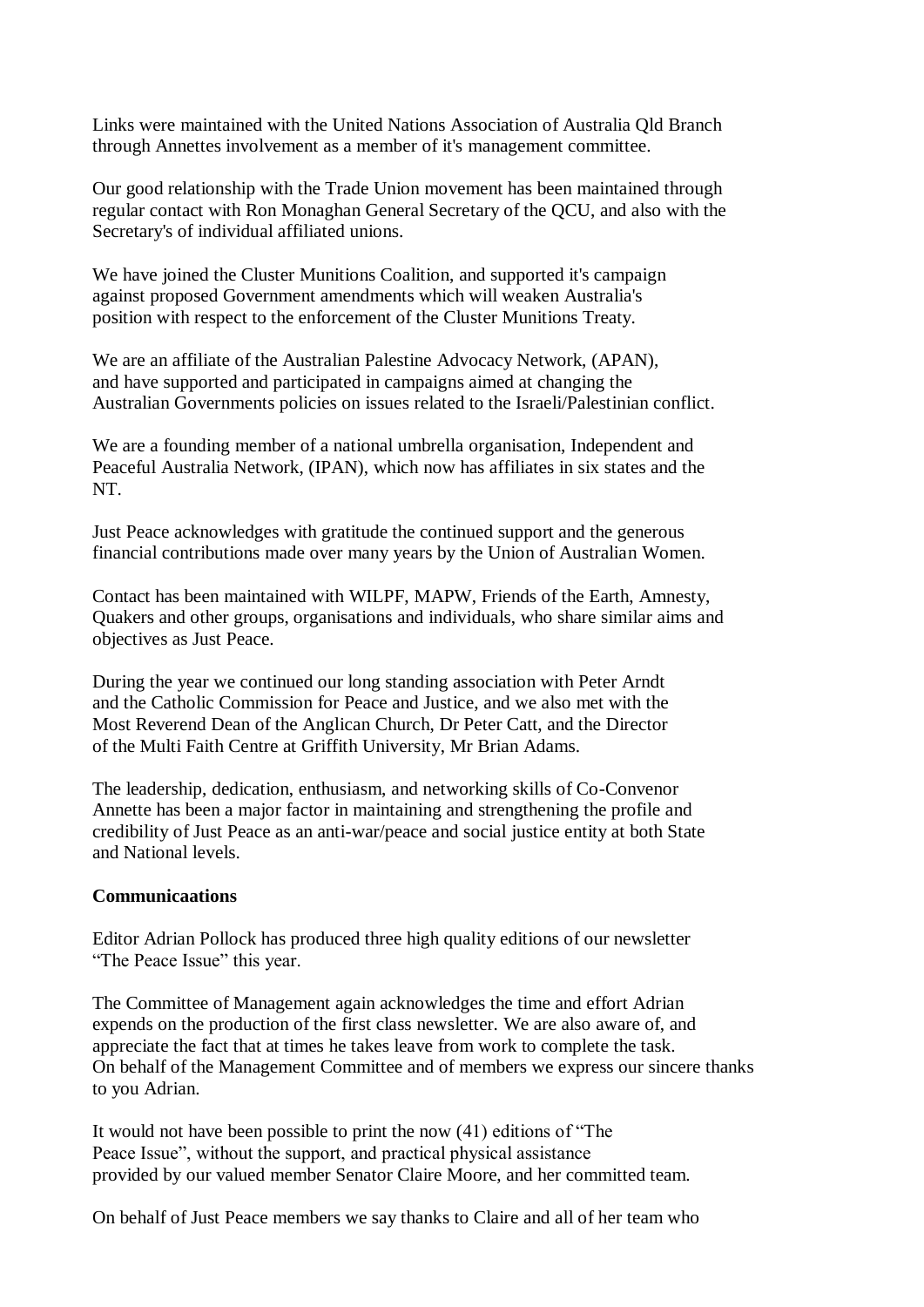Links were maintained with the United Nations Association of Australia Qld Branch through Annettes involvement as a member of it's management committee.

Our good relationship with the Trade Union movement has been maintained through regular contact with Ron Monaghan General Secretary of the QCU, and also with the Secretary's of individual affiliated unions.

We have joined the Cluster Munitions Coalition, and supported it's campaign against proposed Government amendments which will weaken Australia's position with respect to the enforcement of the Cluster Munitions Treaty.

We are an affiliate of the Australian Palestine Advocacy Network, (APAN), and have supported and participated in campaigns aimed at changing the Australian Governments policies on issues related to the Israeli/Palestinian conflict.

We are a founding member of a national umbrella organisation, Independent and Peaceful Australia Network, (IPAN), which now has affiliates in six states and the NT.

Just Peace acknowledges with gratitude the continued support and the generous financial contributions made over many years by the Union of Australian Women.

Contact has been maintained with WILPF, MAPW, Friends of the Earth, Amnesty, Quakers and other groups, organisations and individuals, who share similar aims and objectives as Just Peace.

During the year we continued our long standing association with Peter Arndt and the Catholic Commission for Peace and Justice, and we also met with the Most Reverend Dean of the Anglican Church, Dr Peter Catt, and the Director of the Multi Faith Centre at Griffith University, Mr Brian Adams.

The leadership, dedication, enthusiasm, and networking skills of Co-Convenor Annette has been a major factor in maintaining and strengthening the profile and credibility of Just Peace as an anti-war/peace and social justice entity at both State and National levels.

**Communicaations**

Editor Adrian Pollock has produced three high quality editions of our newsletter "The Peace Issue" this year.

The Committee of Management again acknowledges the time and effort Adrian expends on the production of the first class newsletter. We are also aware of, and appreciate the fact that at times he takes leave from work to complete the task. On behalf of the Management Committee and of members we express our sincere thanks to you Adrian.

It would not have been possible to print the now (41) editions of "The Peace Issue", without the support, and practical physical assistance provided by our valued member Senator Claire Moore, and her committed team.

On behalf of Just Peace members we say thanks to Claire and all of her team who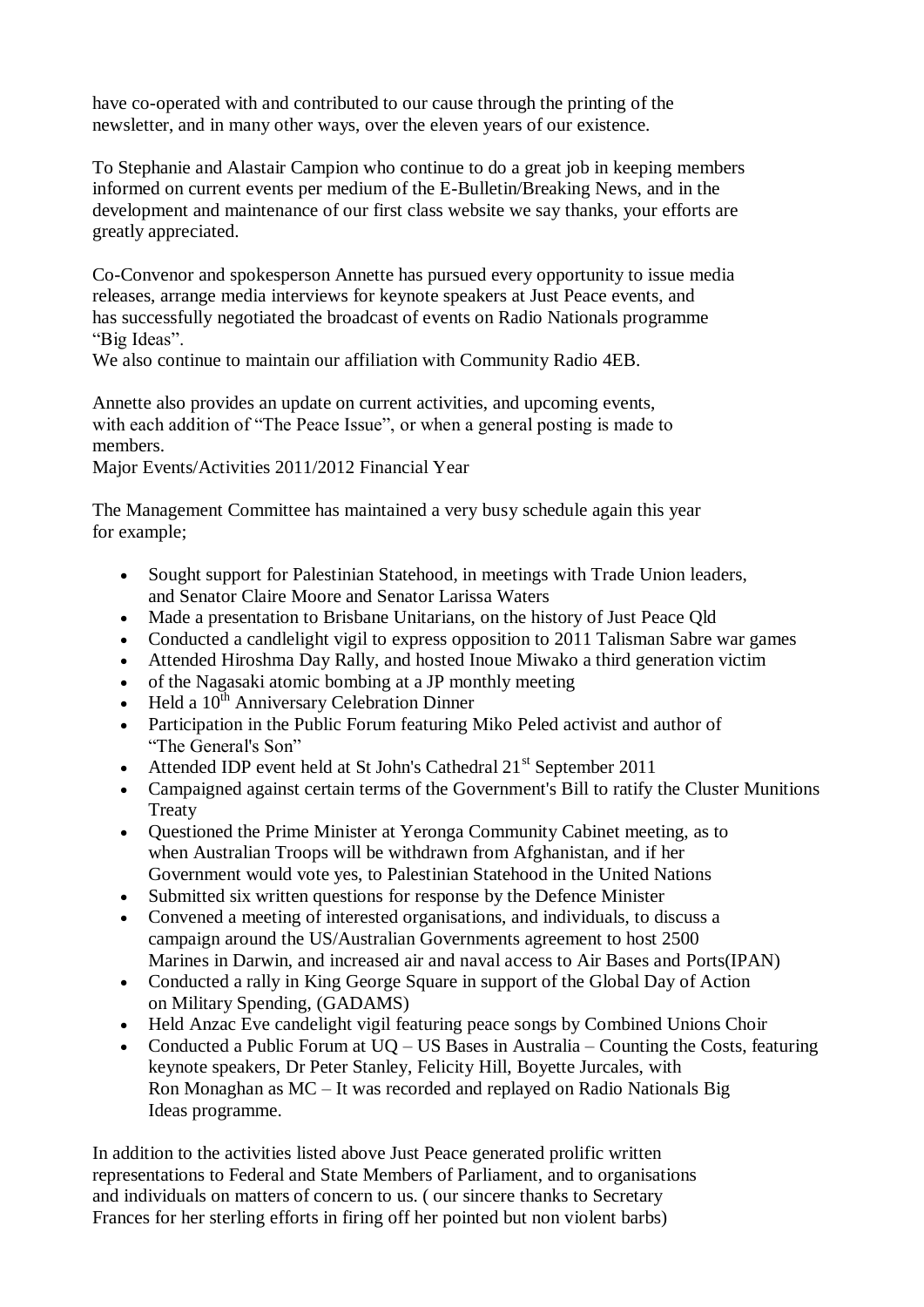have co-operated with and contributed to our cause through the printing of the newsletter, and in many other ways, over the eleven years of our existence.

To Stephanie and Alastair Campion who continue to do a great job in keeping members informed on current events per medium of the E-Bulletin/Breaking News, and in the development and maintenance of our first class website we say thanks, your efforts are greatly appreciated.

Co-Convenor and spokesperson Annette has pursued every opportunity to issue media releases, arrange media interviews for keynote speakers at Just Peace events, and has successfully negotiated the broadcast of events on Radio Nationals programme "Big Ideas".
We also continue to maintain our affiliation with Community Radio 4EB.

Annette also provides an update on current activities, and upcoming events, with each addition of "The Peace Issue", or when a general posting is made to members.
Major Events/Activities 2011/2012 Financial Year

The Management Committee has maintained a very busy schedule again this year for example;

- Sought support for Palestinian Statehood, in meetings with Trade Union leaders, and Senator Claire Moore and Senator Larissa Waters
- Made a presentation to Brisbane Unitarians, on the history of Just Peace Qld
- Conducted a candlelight vigil to express opposition to 2011 Talisman Sabre war games
- Attended Hiroshma Day Rally, and hosted Inoue Miwako a third generation victim
- of the Nagasaki atomic bombing at a JP monthly meeting
- Held a 10th Anniversary Celebration Dinner
- Participation in the Public Forum featuring Miko Peled activist and author of "The General's Son"
- Attended IDP event held at St John's Cathedral 21st September 2011
- Campaigned against certain terms of the Government's Bill to ratify the Cluster Munitions Treaty
- Questioned the Prime Minister at Yeronga Community Cabinet meeting, as to when Australian Troops will be withdrawn from Afghanistan, and if her Government would vote yes, to Palestinian Statehood in the United Nations
- Submitted six written questions for response by the Defence Minister
- Convened a meeting of interested organisations, and individuals, to discuss a campaign around the US/Australian Governments agreement to host 2500 Marines in Darwin, and increased air and naval access to Air Bases and Ports(IPAN)
- Conducted a rally in King George Square in support of the Global Day of Action on Military Spending, (GADAMS)
- Held Anzac Eve candelight vigil featuring peace songs by Combined Unions Choir
- Conducted a Public Forum at UQ – US Bases in Australia – Counting the Costs, featuring keynote speakers, Dr Peter Stanley, Felicity Hill, Boyette Jurcales, with Ron Monaghan as MC – It was recorded and replayed on Radio Nationals Big Ideas programme.

In addition to the activities listed above Just Peace generated prolific written representations to Federal and State Members of Parliament, and to organisations and individuals on matters of concern to us. ( our sincere thanks to Secretary Frances for her sterling efforts in firing off her pointed but non violent barbs)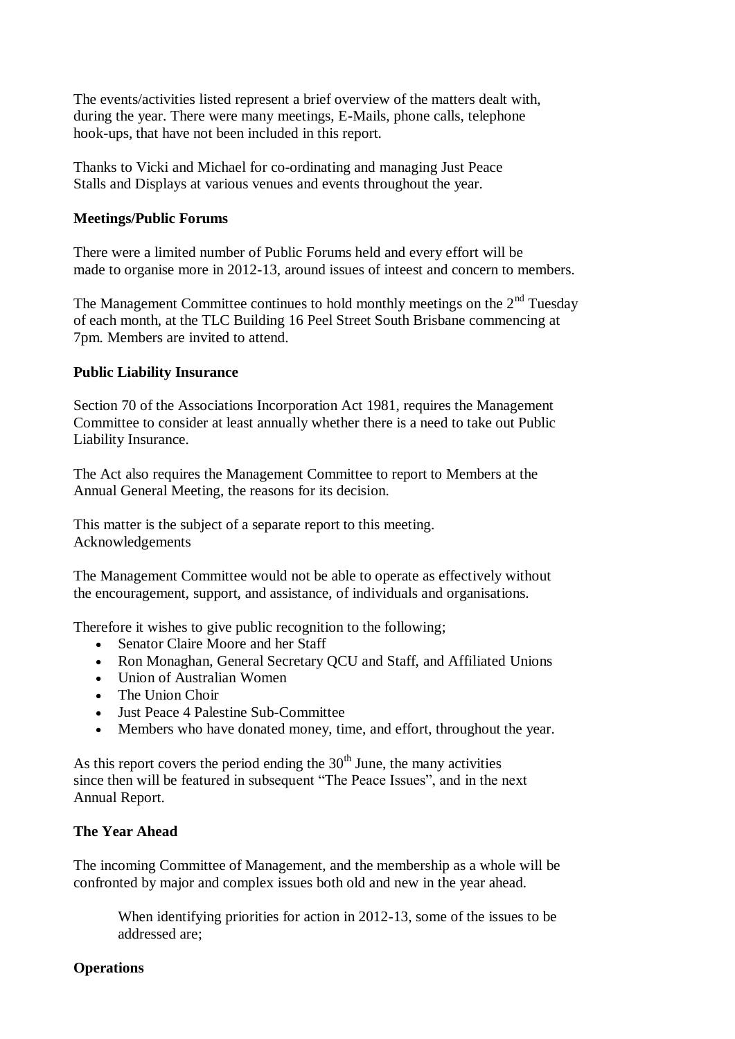The events/activities listed represent a brief overview of the matters dealt with, during the year. There were many meetings, E-Mails, phone calls, telephone hook-ups, that have not been included in this report.

Thanks to Vicki and Michael for co-ordinating and managing Just Peace Stalls and Displays at various venues and events throughout the year.

**Meetings/Public Forums**

There were a limited number of Public Forums held and every effort will be made to organise more in 2012-13, around issues of inteest and concern to members.

The Management Committee continues to hold monthly meetings on the 2nd Tuesday of each month, at the TLC Building 16 Peel Street South Brisbane commencing at 7pm. Members are invited to attend.

**Public Liability Insurance**

Section 70 of the Associations Incorporation Act 1981, requires the Management Committee to consider at least annually whether there is a need to take out Public Liability Insurance.

The Act also requires the Management Committee to report to Members at the Annual General Meeting, the reasons for its decision.

This matter is the subject of a separate report to this meeting.
Acknowledgements

The Management Committee would not be able to operate as effectively without the encouragement, support, and assistance, of individuals and organisations.

Therefore it wishes to give public recognition to the following;

- Senator Claire Moore and her Staff
- Ron Monaghan, General Secretary QCU and Staff, and Affiliated Unions
- Union of Australian Women
- The Union Choir
- Just Peace 4 Palestine Sub-Committee
- Members who have donated money, time, and effort, throughout the year.

As this report covers the period ending the 30th June, the many activities since then will be featured in subsequent “The Peace Issues”, and in the next Annual Report.

**The Year Ahead**

The incoming Committee of Management, and the membership as a whole will be confronted by major and complex issues both old and new in the year ahead.

> When identifying priorities for action in 2012-13, some of the issues to be addressed are;

**Operations**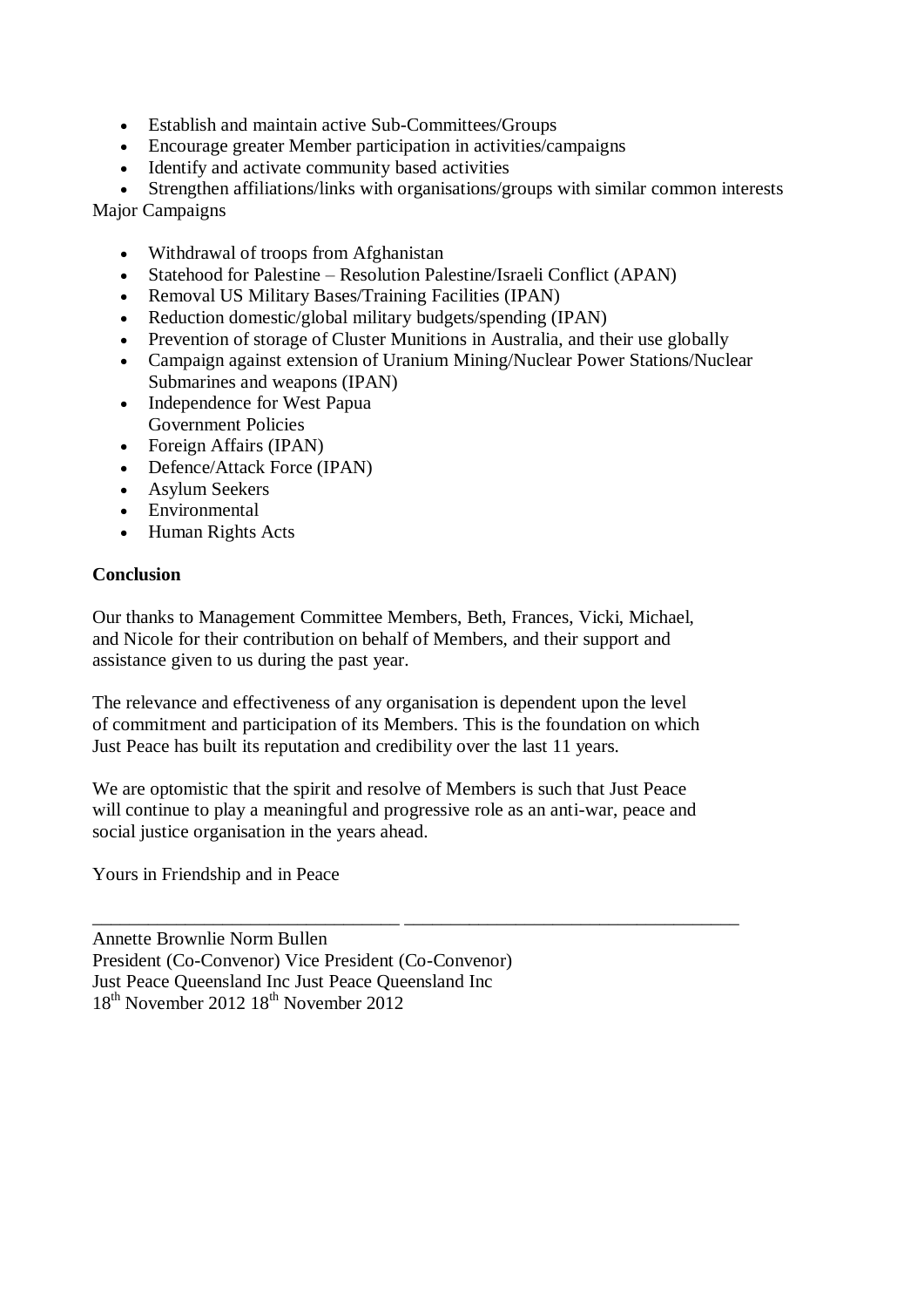- Establish and maintain active Sub-Committees/Groups
- Encourage greater Member participation in activities/campaigns
- Identify and activate community based activities
- Strengthen affiliations/links with organisations/groups with similar common interests

Major Campaigns

- Withdrawal of troops from Afghanistan
- Statehood for Palestine – Resolution Palestine/Israeli Conflict (APAN)
- Removal US Military Bases/Training Facilities (IPAN)
- Reduction domestic/global military budgets/spending (IPAN)
- Prevention of storage of Cluster Munitions in Australia, and their use globally
- Campaign against extension of Uranium Mining/Nuclear Power Stations/Nuclear Submarines and weapons (IPAN)
- Independence for West Papua
  Government Policies
- Foreign Affairs (IPAN)
- Defence/Attack Force (IPAN)
- Asylum Seekers
- Environmental
- Human Rights Acts

**Conclusion**

Our thanks to Management Committee Members, Beth, Frances, Vicki, Michael, and Nicole for their contribution on behalf of Members, and their support and assistance given to us during the past year.

The relevance and effectiveness of any organisation is dependent upon the level of commitment and participation of its Members. This is the foundation on which Just Peace has built its reputation and credibility over the last 11 years.

We are optomistic that the spirit and resolve of Members is such that Just Peace will continue to play a meaningful and progressive role as an anti-war, peace and social justice organisation in the years ahead.

Yours in Friendship and in Peace

\_\_\_\_\_\_\_\_\_\_\_\_\_\_\_\_\_\_\_\_\_\_\_\_\_\_\_\_\_\_ \_\_\_\_\_\_\_\_\_\_\_\_\_\_\_\_\_\_\_\_\_\_\_\_\_\_\_\_\_\_\_\_

Annette Brownlie Norm Bullen
President (Co-Convenor) Vice President (Co-Convenor)
Just Peace Queensland Inc Just Peace Queensland Inc
18th November 2012 18th November 2012